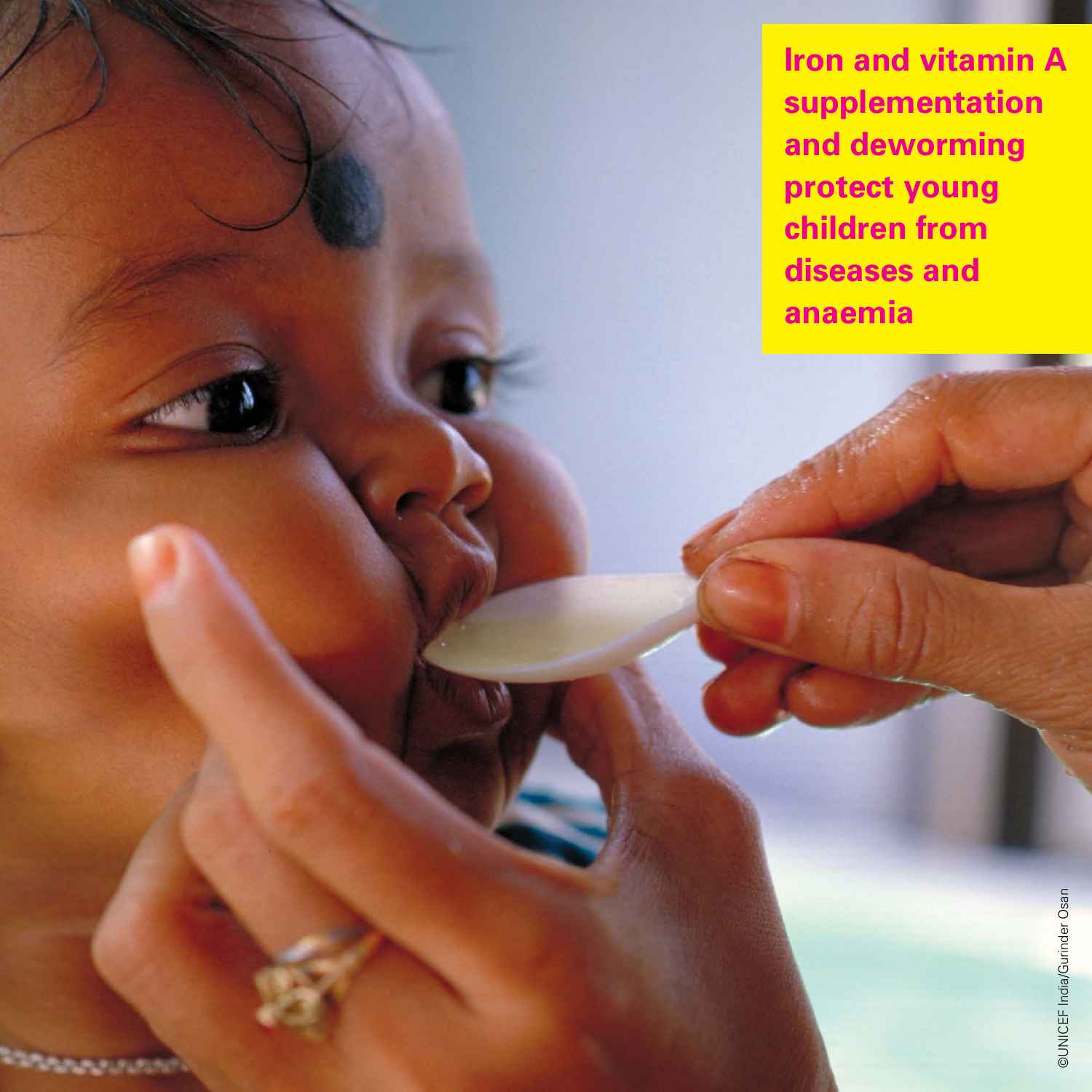**Iron and vitamin A supplementation and deworming protect young children from diseases and anaemia**

©UNICEF India/Gurinder Osan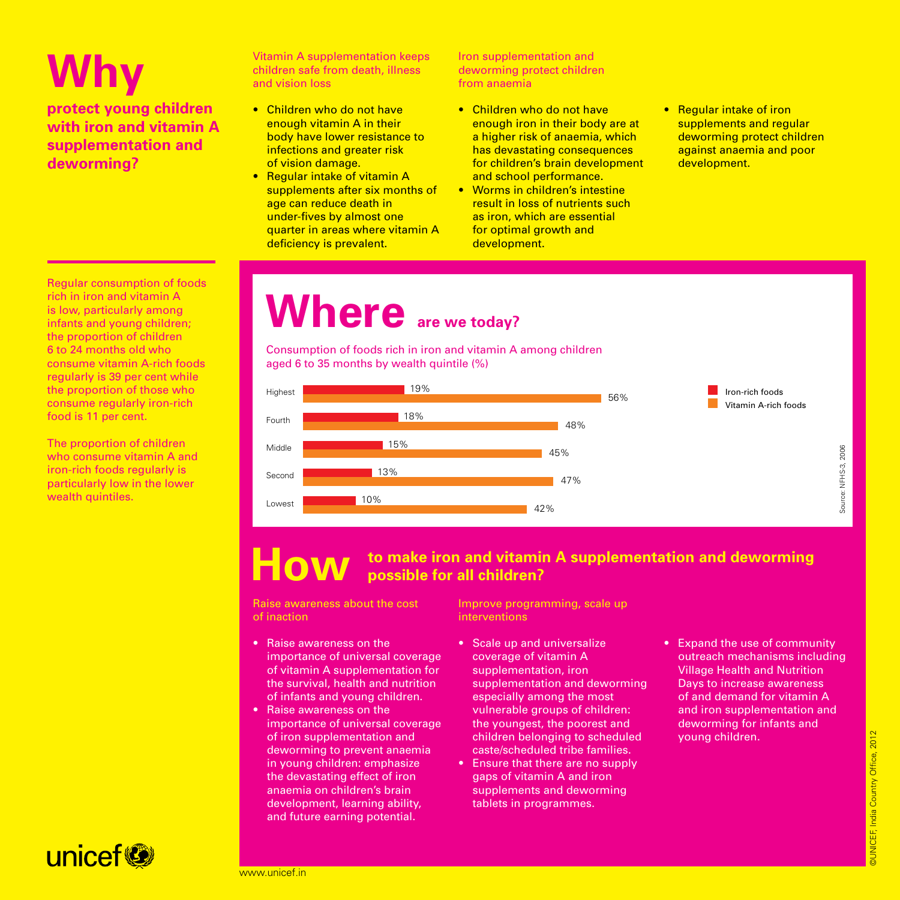# Why

## protect young children with iron and vitamin A supplementation and deworming?

### Vitamin A supplementation keeps children safe from death, illness and vision loss

- Children who do not have enough vitamin A in their body have lower resistance to infections and greater risk of vision damage.
- Regular intake of vitamin A supplements after six months of age can reduce death in under-fives by almost one quarter in areas where vitamin A deficiency is prevalent.

### Iron supplementation and deworming protect children from anaemia

- Children who do not have enough iron in their body are at a higher risk of anaemia, which has devastating consequences for children's brain development and school performance.
- Worms in children's intestine result in loss of nutrients such as iron, which are essential for optimal growth and development.
- Regular intake of iron supplements and regular deworming protect children against anaemia and poor development.

Regular consumption of foods rich in iron and vitamin A is low, particularly among infants and young children; the proportion of children 6 to 24 months old who consume vitamin A-rich foods regularly is 39 per cent while the proportion of those who consume regularly iron-rich food is 11 per cent.

The proportion of children who consume vitamin A and iron-rich foods regularly is particularly low in the lower wealth quintiles.

# Where are we today?

Consumption of foods rich in iron and vitamin A among children aged 6 to 35 months by wealth quintile (%)

Iron-rich foods
Vitamin A-rich foods

Highest 19% 56%
Fourth 18% 48%
Middle 15% 45%
Second 13% 47%
Lowest 10% 42%

Source: NFHS-3, 2006

# How to make iron and vitamin A supplementation and deworming possible for all children?

### Raise awareness about the cost of inaction

- Raise awareness on the importance of universal coverage of vitamin A supplementation for the survival, health and nutrition of infants and young children.
- Raise awareness on the importance of universal coverage of iron supplementation and deworming to prevent anaemia in young children: emphasize the devastating effect of iron anaemia on children's brain development, learning ability, and future earning potential.

### Improve programming, scale up interventions

- Scale up and universalize coverage of vitamin A supplementation, iron supplementation and deworming especially among the most vulnerable groups of children: the youngest, the poorest and children belonging to scheduled caste/scheduled tribe families.
- Ensure that there are no supply gaps of vitamin A and iron supplements and deworming tablets in programmes.
- Expand the use of community outreach mechanisms including Village Health and Nutrition Days to increase awareness of and demand for vitamin A and iron supplementation and deworming for infants and young children.

unicef

www.unicef.in

©UNICEF, India Country Office, 2012